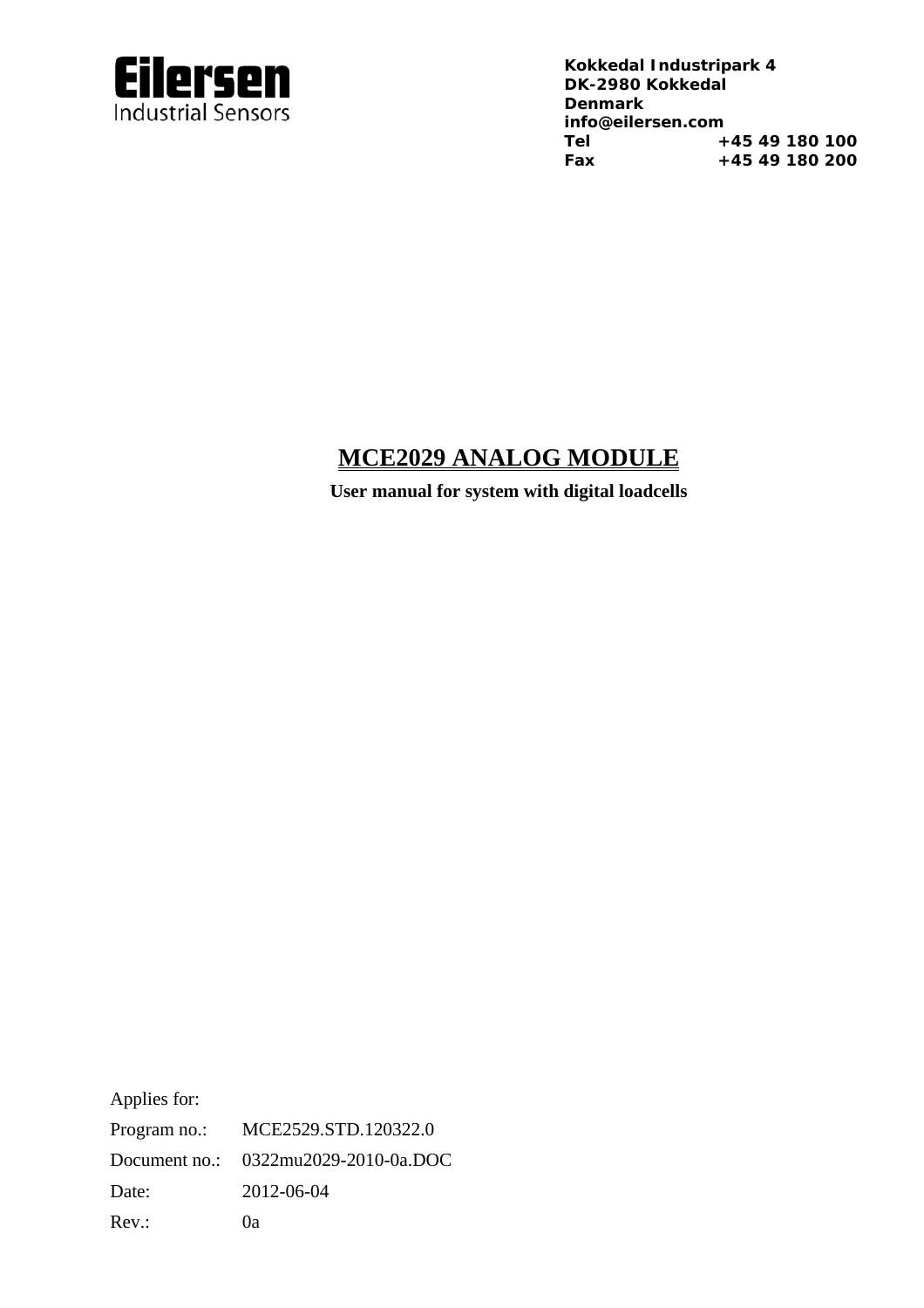**Eilersen**
Industrial Sensors

**Kokkedal Industripark 4**
**DK-2980 Kokkedal**
**Denmark**
**info@eilersen.com**

| | |
|---|---|
| **Tel** | **+45 49 180 100** |
| **Fax** | **+45 49 180 200** |

# MCE2029 ANALOG MODULE

**User manual for system with digital loadcells**

Applies for:

| | |
|---|---|
| Program no.: | MCE2529.STD.120322.0 |
| Document no.: | 0322mu2029-2010-0a.DOC |
| Date: | 2012-06-04 |
| Rev.: | 0a |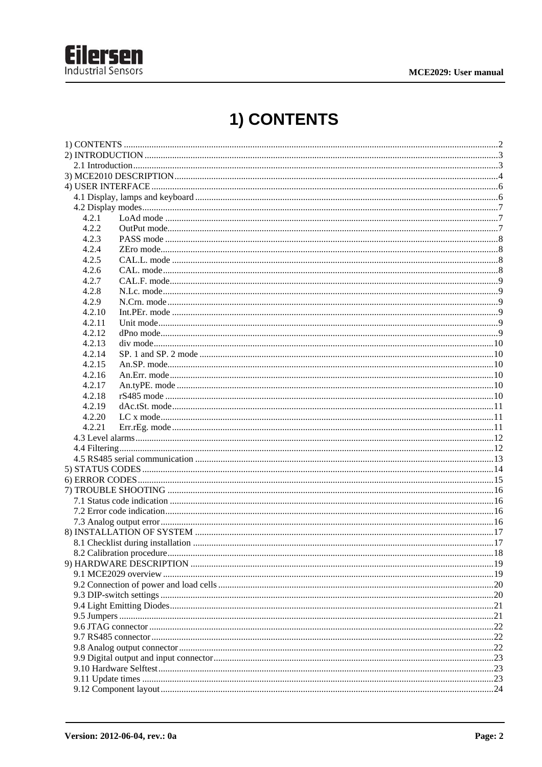# 1) CONTENTS

1) CONTENTS ............ 2
2) INTRODUCTION ............ 3
  2.1 Introduction ............ 3
3) MCE2010 DESCRIPTION ............ 4
4) USER INTERFACE ............ 6
  4.1 Display, lamps and keyboard ............ 6
  4.2 Display modes ............ 7
    4.2.1 LoAd mode ............ 7
    4.2.2 OutPut mode ............ 7
    4.2.3 PASS mode ............ 8
    4.2.4 ZEro mode ............ 8
    4.2.5 CAL.L. mode ............ 8
    4.2.6 CAL. mode ............ 8
    4.2.7 CAL.F. mode ............ 9
    4.2.8 N.Lc. mode ............ 9
    4.2.9 N.Crn. mode ............ 9
    4.2.10 Int.PEr. mode ............ 9
    4.2.11 Unit mode ............ 9
    4.2.12 dPno mode ............ 9
    4.2.13 div mode ............ 10
    4.2.14 SP. 1 and SP. 2 mode ............ 10
    4.2.15 An.SP. mode ............ 10
    4.2.16 An.Err. mode ............ 10
    4.2.17 An.tyPE. mode ............ 10
    4.2.18 rS485 mode ............ 10
    4.2.19 dAc.tSt. mode ............ 11
    4.2.20 LC x mode ............ 11
    4.2.21 Err.rEg. mode ............ 11
  4.3 Level alarms ............ 12
  4.4 Filtering ............ 12
  4.5 RS485 serial communication ............ 13
5) STATUS CODES ............ 14
6) ERROR CODES ............ 15
7) TROUBLE SHOOTING ............ 16
  7.1 Status code indication ............ 16
  7.2 Error code indication ............ 16
  7.3 Analog output error ............ 16
8) INSTALLATION OF SYSTEM ............ 17
  8.1 Checklist during installation ............ 17
  8.2 Calibration procedure ............ 18
9) HARDWARE DESCRIPTION ............ 19
  9.1 MCE2029 overview ............ 19
  9.2 Connection of power and load cells ............ 20
  9.3 DIP-switch settings ............ 20
  9.4 Light Emitting Diodes ............ 21
  9.5 Jumpers ............ 21
  9.6 JTAG connector ............ 22
  9.7 RS485 connector ............ 22
  9.8 Analog output connector ............ 22
  9.9 Digital output and input connector ............ 23
  9.10 Hardware Selftest ............ 23
  9.11 Update times ............ 23
  9.12 Component layout ............ 24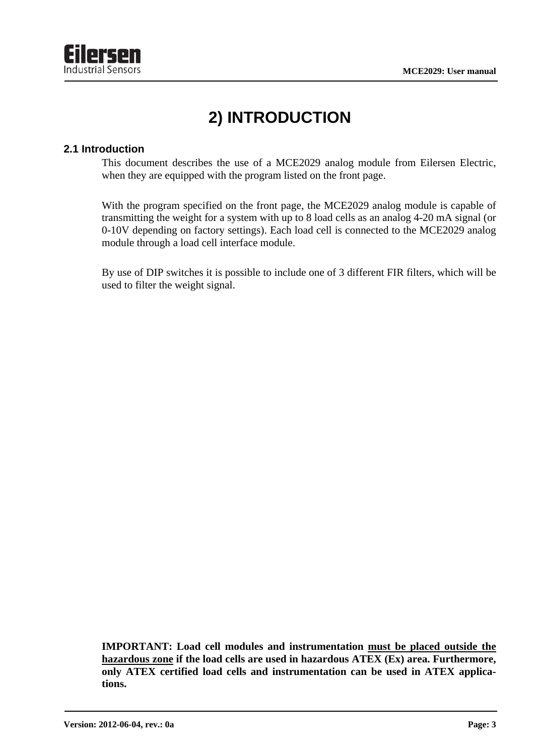# 2) INTRODUCTION

## 2.1 Introduction

This document describes the use of a MCE2029 analog module from Eilersen Electric, when they are equipped with the program listed on the front page.

With the program specified on the front page, the MCE2029 analog module is capable of transmitting the weight for a system with up to 8 load cells as an analog 4-20 mA signal (or 0-10V depending on factory settings). Each load cell is connected to the MCE2029 analog module through a load cell interface module.

By use of DIP switches it is possible to include one of 3 different FIR filters, which will be used to filter the weight signal.

**IMPORTANT: Load cell modules and instrumentation <u>must be placed outside the hazardous zone</u> if the load cells are used in hazardous ATEX (Ex) area. Furthermore, only ATEX certified load cells and instrumentation can be used in ATEX applications.**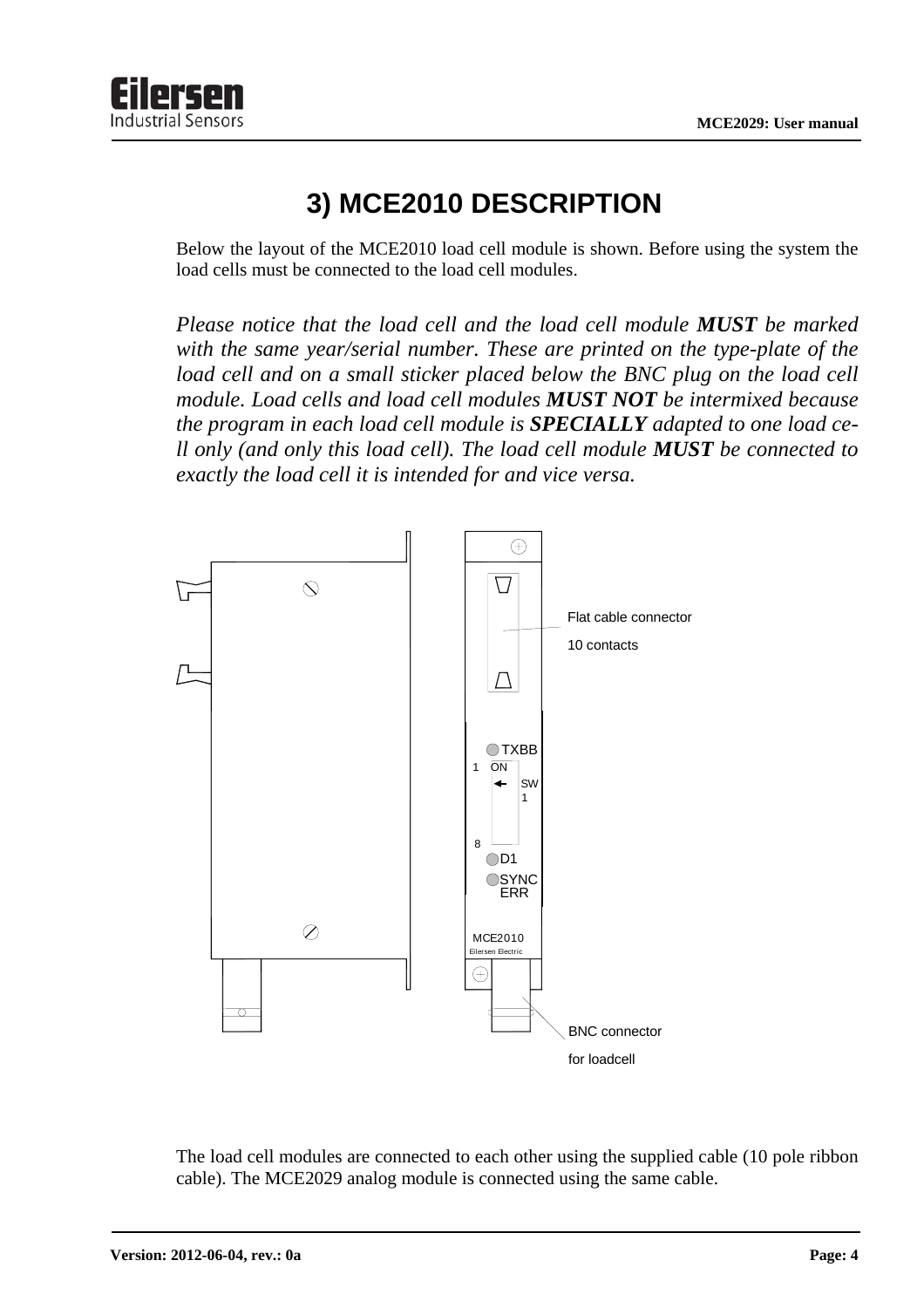# 3) MCE2010 DESCRIPTION

Below the layout of the MCE2010 load cell module is shown. Before using the system the load cells must be connected to the load cell modules.

*Please notice that the load cell and the load cell module* ***MUST*** *be marked with the same year/serial number. These are printed on the type-plate of the load cell and on a small sticker placed below the BNC plug on the load cell module. Load cells and load cell modules* ***MUST NOT*** *be intermixed because the program in each load cell module is* ***SPECIALLY*** *adapted to one load cell only (and only this load cell). The load cell module* ***MUST*** *be connected to exactly the load cell it is intended for and vice versa.*

Flat cable connector 10 contacts

TXBB

1 ON

SW 1

8

D1

SYNC ERR

MCE2010

Eilersen Electric

BNC connector for loadcell

The load cell modules are connected to each other using the supplied cable (10 pole ribbon cable). The MCE2029 analog module is connected using the same cable.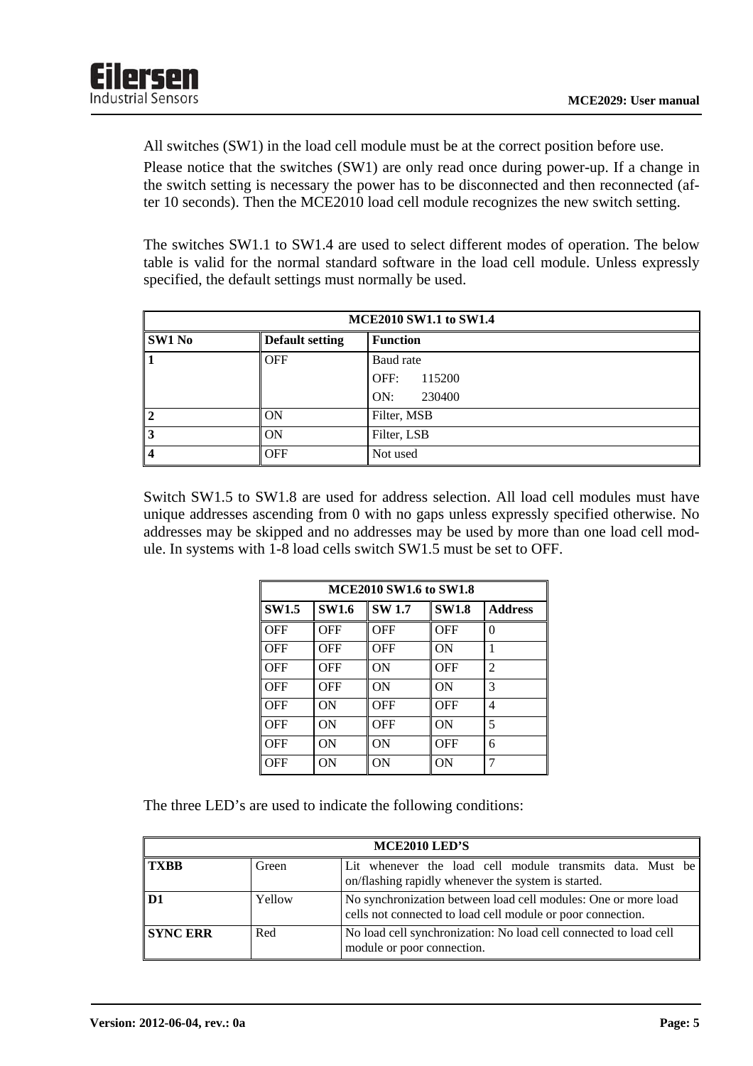All switches (SW1) in the load cell module must be at the correct position before use.

Please notice that the switches (SW1) are only read once during power-up. If a change in the switch setting is necessary the power has to be disconnected and then reconnected (after 10 seconds). Then the MCE2010 load cell module recognizes the new switch setting.

The switches SW1.1 to SW1.4 are used to select different modes of operation. The below table is valid for the normal standard software in the load cell module. Unless expressly specified, the default settings must normally be used.

| MCE2010 SW1.1 to SW1.4 | | |
|---|---|---|
| **SW1 No** | **Default setting** | **Function** |
| **1** | OFF | Baud rate<br>OFF: 115200<br>ON: 230400 |
| **2** | ON | Filter, MSB |
| **3** | ON | Filter, LSB |
| **4** | OFF | Not used |

Switch SW1.5 to SW1.8 are used for address selection. All load cell modules must have unique addresses ascending from 0 with no gaps unless expressly specified otherwise. No addresses may be skipped and no addresses may be used by more than one load cell module. In systems with 1-8 load cells switch SW1.5 must be set to OFF.

| MCE2010 SW1.6 to SW1.8 | | | | |
|---|---|---|---|---|
| **SW1.5** | **SW1.6** | **SW 1.7** | **SW1.8** | **Address** |
| OFF | OFF | OFF | OFF | 0 |
| OFF | OFF | OFF | ON | 1 |
| OFF | OFF | ON | OFF | 2 |
| OFF | OFF | ON | ON | 3 |
| OFF | ON | OFF | OFF | 4 |
| OFF | ON | OFF | ON | 5 |
| OFF | ON | ON | OFF | 6 |
| OFF | ON | ON | ON | 7 |

The three LED's are used to indicate the following conditions:

| MCE2010 LED'S | | |
|---|---|---|
| **TXBB** | Green | Lit whenever the load cell module transmits data. Must be on/flashing rapidly whenever the system is started. |
| **D1** | Yellow | No synchronization between load cell modules: One or more load cells not connected to load cell module or poor connection. |
| **SYNC ERR** | Red | No load cell synchronization: No load cell connected to load cell module or poor connection. |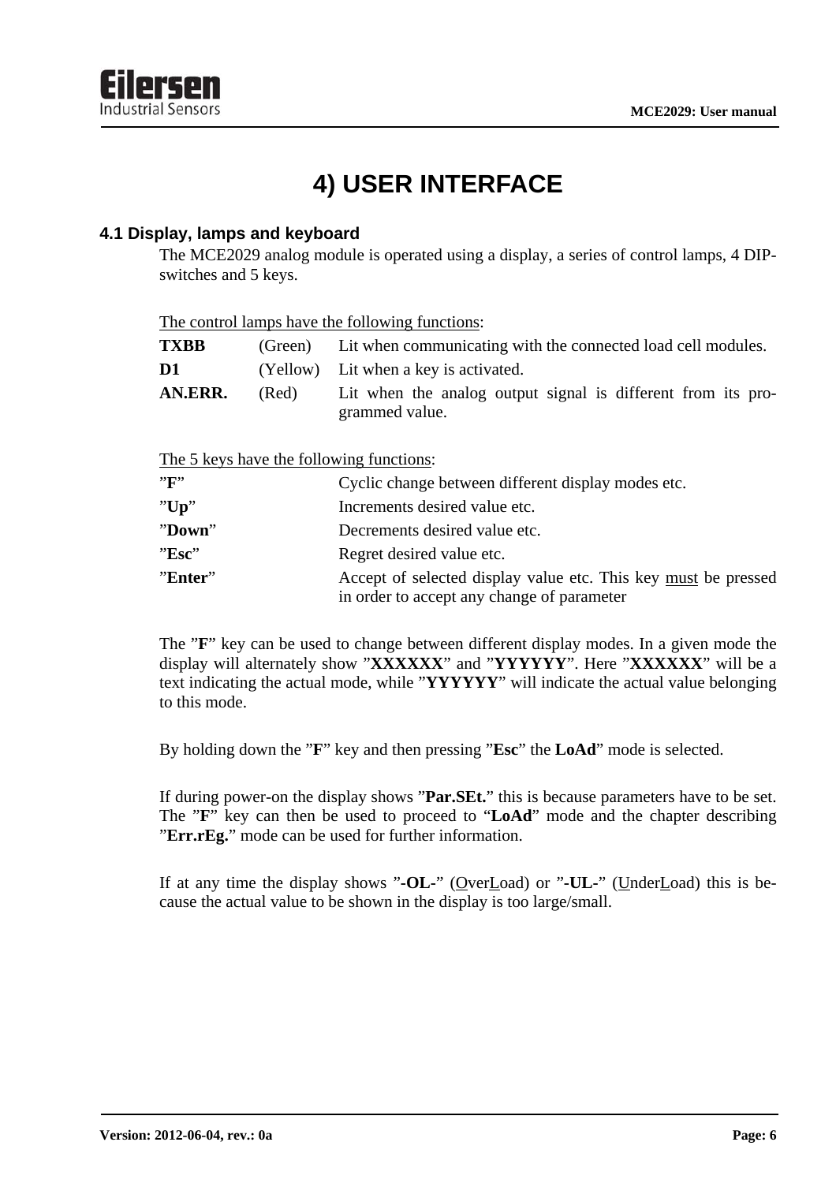# 4) USER INTERFACE

## 4.1 Display, lamps and keyboard

The MCE2029 analog module is operated using a display, a series of control lamps, 4 DIP-switches and 5 keys.

The control lamps have the following functions:

| | | |
|---|---|---|
| **TXBB** | (Green) | Lit when communicating with the connected load cell modules. |
| **D1** | (Yellow) | Lit when a key is activated. |
| **AN.ERR.** | (Red) | Lit when the analog output signal is different from its programmed value. |

The 5 keys have the following functions:

| | |
|---|---|
| ”**F**” | Cyclic change between different display modes etc. |
| ”**Up**” | Increments desired value etc. |
| ”**Down**” | Decrements desired value etc. |
| ”**Esc**” | Regret desired value etc. |
| ”**Enter**” | Accept of selected display value etc. This key must be pressed in order to accept any change of parameter |

The ”**F**” key can be used to change between different display modes. In a given mode the display will alternately show ”**XXXXXX**” and ”**YYYYYY**”. Here ”**XXXXXX**” will be a text indicating the actual mode, while ”**YYYYYY**” will indicate the actual value belonging to this mode.

By holding down the ”**F**” key and then pressing ”**Esc**” the **LoAd**” mode is selected.

If during power-on the display shows ”**Par.SEt.**” this is because parameters have to be set. The ”**F**” key can then be used to proceed to “**LoAd**” mode and the chapter describing ”**Err.rEg.**” mode can be used for further information.

If at any time the display shows ”**-OL-**” (OverLoad) or ”**-UL-**” (UnderLoad) this is because the actual value to be shown in the display is too large/small.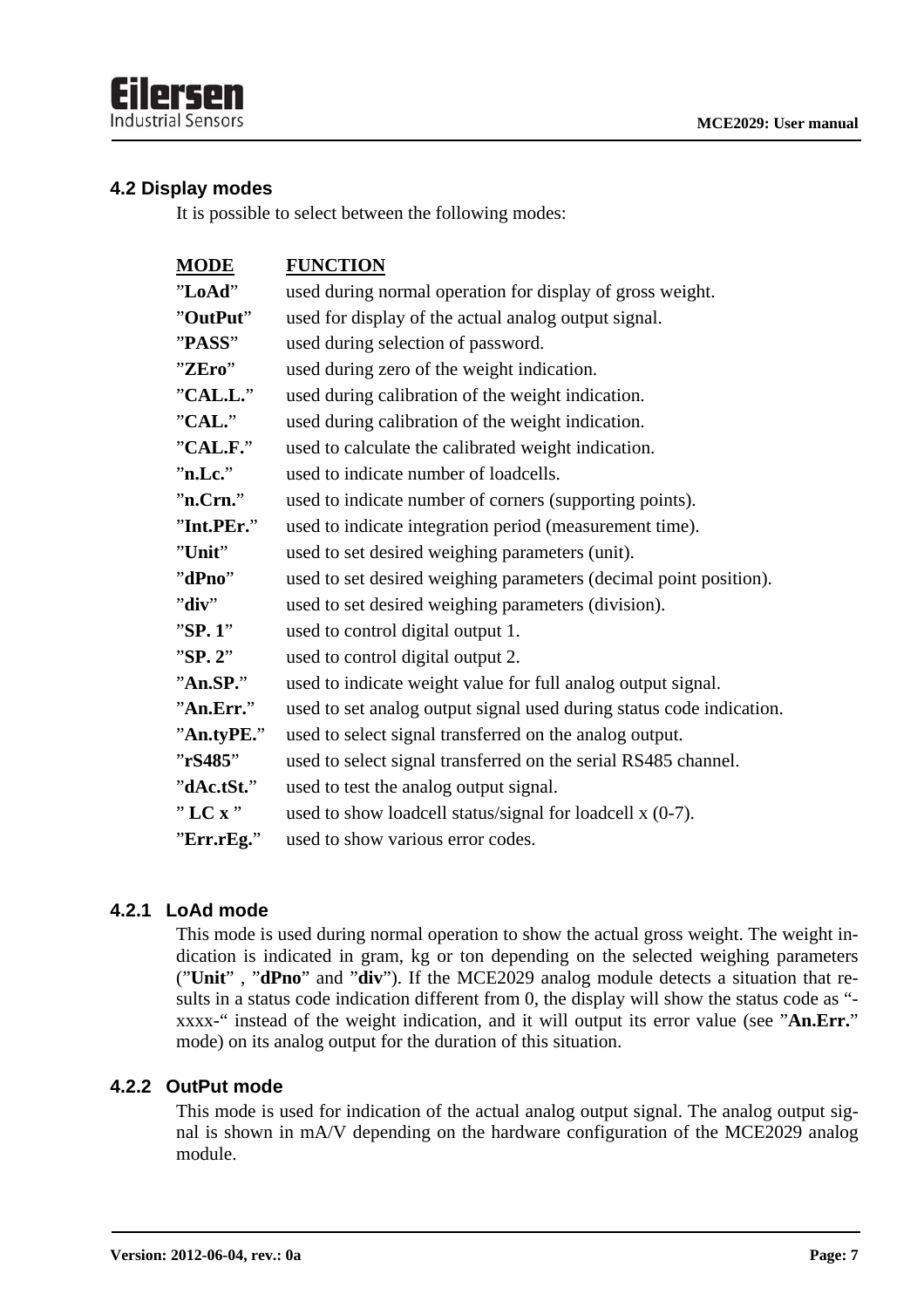## 4.2 Display modes

It is possible to select between the following modes:

| MODE | FUNCTION |
|---|---|
| "**LoAd**" | used during normal operation for display of gross weight. |
| "**OutPut**" | used for display of the actual analog output signal. |
| "**PASS**" | used during selection of password. |
| "**ZEro**" | used during zero of the weight indication. |
| "**CAL.L.**" | used during calibration of the weight indication. |
| "**CAL.**" | used during calibration of the weight indication. |
| "**CAL.F.**" | used to calculate the calibrated weight indication. |
| "**n.Lc.**" | used to indicate number of loadcells. |
| "**n.Crn.**" | used to indicate number of corners (supporting points). |
| "**Int.PEr.**" | used to indicate integration period (measurement time). |
| "**Unit**" | used to set desired weighing parameters (unit). |
| "**dPno**" | used to set desired weighing parameters (decimal point position). |
| "**div**" | used to set desired weighing parameters (division). |
| "**SP. 1**" | used to control digital output 1. |
| "**SP. 2**" | used to control digital output 2. |
| "**An.SP.**" | used to indicate weight value for full analog output signal. |
| "**An.Err.**" | used to set analog output signal used during status code indication. |
| "**An.tyPE.**" | used to select signal transferred on the analog output. |
| "**rS485**" | used to select signal transferred on the serial RS485 channel. |
| "**dAc.tSt.**" | used to test the analog output signal. |
| " **LC x** " | used to show loadcell status/signal for loadcell x (0-7). |
| "**Err.rEg.**" | used to show various error codes. |

### 4.2.1 LoAd mode

This mode is used during normal operation to show the actual gross weight. The weight indication is indicated in gram, kg or ton depending on the selected weighing parameters ("**Unit**" , "**dPno**" and "**div**"). If the MCE2029 analog module detects a situation that results in a status code indication different from 0, the display will show the status code as "-xxxx-" instead of the weight indication, and it will output its error value (see "**An.Err.**" mode) on its analog output for the duration of this situation.

### 4.2.2 OutPut mode

This mode is used for indication of the actual analog output signal. The analog output signal is shown in mA/V depending on the hardware configuration of the MCE2029 analog module.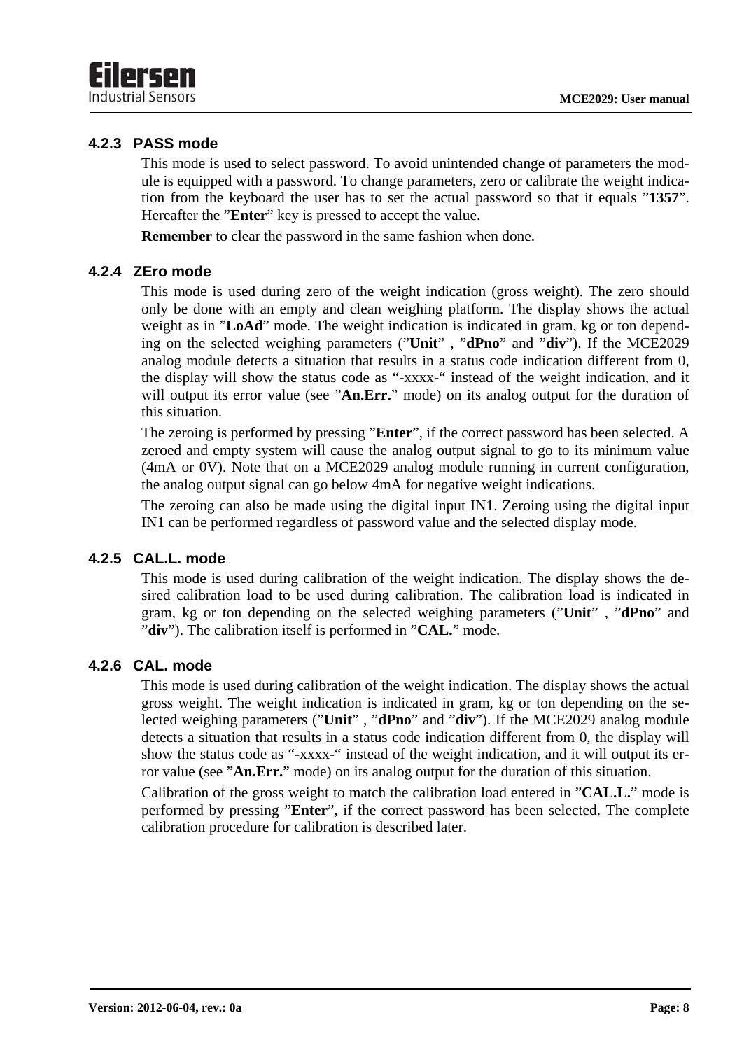### 4.2.3 PASS mode

This mode is used to select password. To avoid unintended change of parameters the module is equipped with a password. To change parameters, zero or calibrate the weight indication from the keyboard the user has to set the actual password so that it equals "**1357**". Hereafter the "**Enter**" key is pressed to accept the value.

**Remember** to clear the password in the same fashion when done.

### 4.2.4 ZEro mode

This mode is used during zero of the weight indication (gross weight). The zero should only be done with an empty and clean weighing platform. The display shows the actual weight as in "**LoAd**" mode. The weight indication is indicated in gram, kg or ton depending on the selected weighing parameters ("**Unit**" , "**dPno**" and "**div**"). If the MCE2029 analog module detects a situation that results in a status code indication different from 0, the display will show the status code as "-xxxx-" instead of the weight indication, and it will output its error value (see "**An.Err.**" mode) on its analog output for the duration of this situation.

The zeroing is performed by pressing "**Enter**", if the correct password has been selected. A zeroed and empty system will cause the analog output signal to go to its minimum value (4mA or 0V). Note that on a MCE2029 analog module running in current configuration, the analog output signal can go below 4mA for negative weight indications.

The zeroing can also be made using the digital input IN1. Zeroing using the digital input IN1 can be performed regardless of password value and the selected display mode.

### 4.2.5 CAL.L. mode

This mode is used during calibration of the weight indication. The display shows the desired calibration load to be used during calibration. The calibration load is indicated in gram, kg or ton depending on the selected weighing parameters ("**Unit**" , "**dPno**" and "**div**"). The calibration itself is performed in "**CAL.**" mode.

### 4.2.6 CAL. mode

This mode is used during calibration of the weight indication. The display shows the actual gross weight. The weight indication is indicated in gram, kg or ton depending on the selected weighing parameters ("**Unit**" , "**dPno**" and "**div**"). If the MCE2029 analog module detects a situation that results in a status code indication different from 0, the display will show the status code as "-xxxx-" instead of the weight indication, and it will output its error value (see "**An.Err.**" mode) on its analog output for the duration of this situation.

Calibration of the gross weight to match the calibration load entered in "**CAL.L.**" mode is performed by pressing "**Enter**", if the correct password has been selected. The complete calibration procedure for calibration is described later.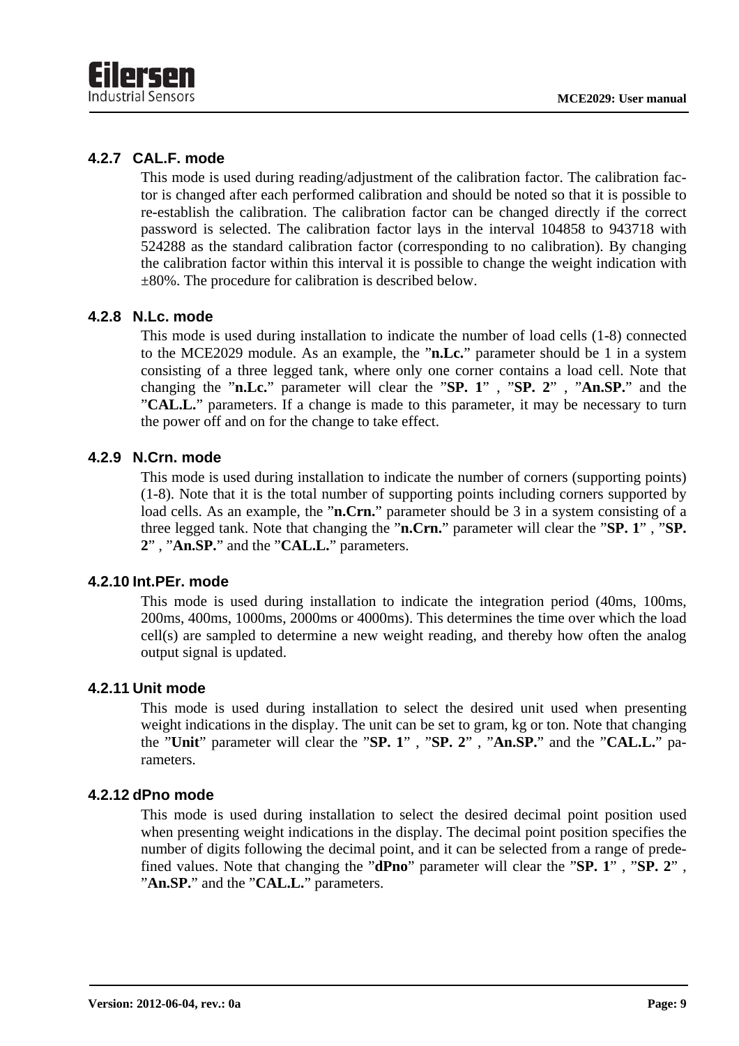### 4.2.7 CAL.F. mode

This mode is used during reading/adjustment of the calibration factor. The calibration factor is changed after each performed calibration and should be noted so that it is possible to re-establish the calibration. The calibration factor can be changed directly if the correct password is selected. The calibration factor lays in the interval 104858 to 943718 with 524288 as the standard calibration factor (corresponding to no calibration). By changing the calibration factor within this interval it is possible to change the weight indication with ±80%. The procedure for calibration is described below.

### 4.2.8 N.Lc. mode

This mode is used during installation to indicate the number of load cells (1-8) connected to the MCE2029 module. As an example, the "**n.Lc.**" parameter should be 1 in a system consisting of a three legged tank, where only one corner contains a load cell. Note that changing the "**n.Lc.**" parameter will clear the "**SP. 1**" , "**SP. 2**" , "**An.SP.**" and the "**CAL.L.**" parameters. If a change is made to this parameter, it may be necessary to turn the power off and on for the change to take effect.

### 4.2.9 N.Crn. mode

This mode is used during installation to indicate the number of corners (supporting points) (1-8). Note that it is the total number of supporting points including corners supported by load cells. As an example, the "**n.Crn.**" parameter should be 3 in a system consisting of a three legged tank. Note that changing the "**n.Crn.**" parameter will clear the "**SP. 1**" , "**SP. 2**" , "**An.SP.**" and the "**CAL.L.**" parameters.

### 4.2.10 Int.PEr. mode

This mode is used during installation to indicate the integration period (40ms, 100ms, 200ms, 400ms, 1000ms, 2000ms or 4000ms). This determines the time over which the load cell(s) are sampled to determine a new weight reading, and thereby how often the analog output signal is updated.

### 4.2.11 Unit mode

This mode is used during installation to select the desired unit used when presenting weight indications in the display. The unit can be set to gram, kg or ton. Note that changing the "**Unit**" parameter will clear the "**SP. 1**" , "**SP. 2**" , "**An.SP.**" and the "**CAL.L.**" parameters.

### 4.2.12 dPno mode

This mode is used during installation to select the desired decimal point position used when presenting weight indications in the display. The decimal point position specifies the number of digits following the decimal point, and it can be selected from a range of predefined values. Note that changing the "**dPno**" parameter will clear the "**SP. 1**" , "**SP. 2**" , "**An.SP.**" and the "**CAL.L.**" parameters.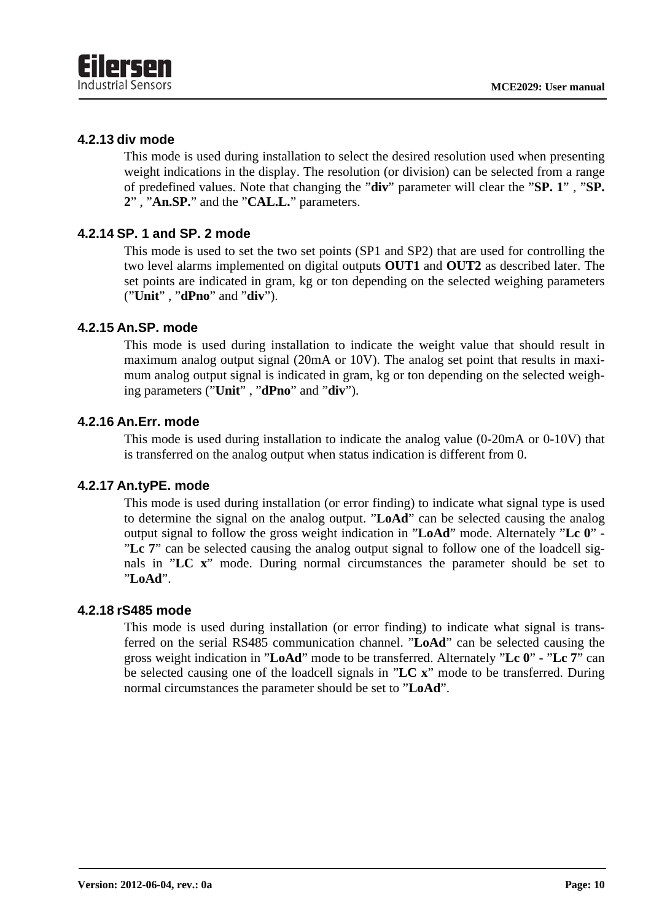### 4.2.13 div mode

This mode is used during installation to select the desired resolution used when presenting weight indications in the display. The resolution (or division) can be selected from a range of predefined values. Note that changing the ”**div**” parameter will clear the ”**SP. 1**” , ”**SP. 2**” , ”**An.SP.**” and the ”**CAL.L.**” parameters.

### 4.2.14 SP. 1 and SP. 2 mode

This mode is used to set the two set points (SP1 and SP2) that are used for controlling the two level alarms implemented on digital outputs **OUT1** and **OUT2** as described later. The set points are indicated in gram, kg or ton depending on the selected weighing parameters (”**Unit**” , ”**dPno**” and ”**div**”).

### 4.2.15 An.SP. mode

This mode is used during installation to indicate the weight value that should result in maximum analog output signal (20mA or 10V). The analog set point that results in maximum analog output signal is indicated in gram, kg or ton depending on the selected weighing parameters (”**Unit**” , ”**dPno**” and ”**div**”).

### 4.2.16 An.Err. mode

This mode is used during installation to indicate the analog value (0-20mA or 0-10V) that is transferred on the analog output when status indication is different from 0.

### 4.2.17 An.tyPE. mode

This mode is used during installation (or error finding) to indicate what signal type is used to determine the signal on the analog output. ”**LoAd**” can be selected causing the analog output signal to follow the gross weight indication in ”**LoAd**” mode. Alternately ”**Lc 0**” - ”**Lc 7**” can be selected causing the analog output signal to follow one of the loadcell signals in ”**LC x**” mode. During normal circumstances the parameter should be set to ”**LoAd**”.

### 4.2.18 rS485 mode

This mode is used during installation (or error finding) to indicate what signal is transferred on the serial RS485 communication channel. ”**LoAd**” can be selected causing the gross weight indication in ”**LoAd**” mode to be transferred. Alternately ”**Lc 0**” - ”**Lc 7**” can be selected causing one of the loadcell signals in ”**LC x**” mode to be transferred. During normal circumstances the parameter should be set to ”**LoAd**”.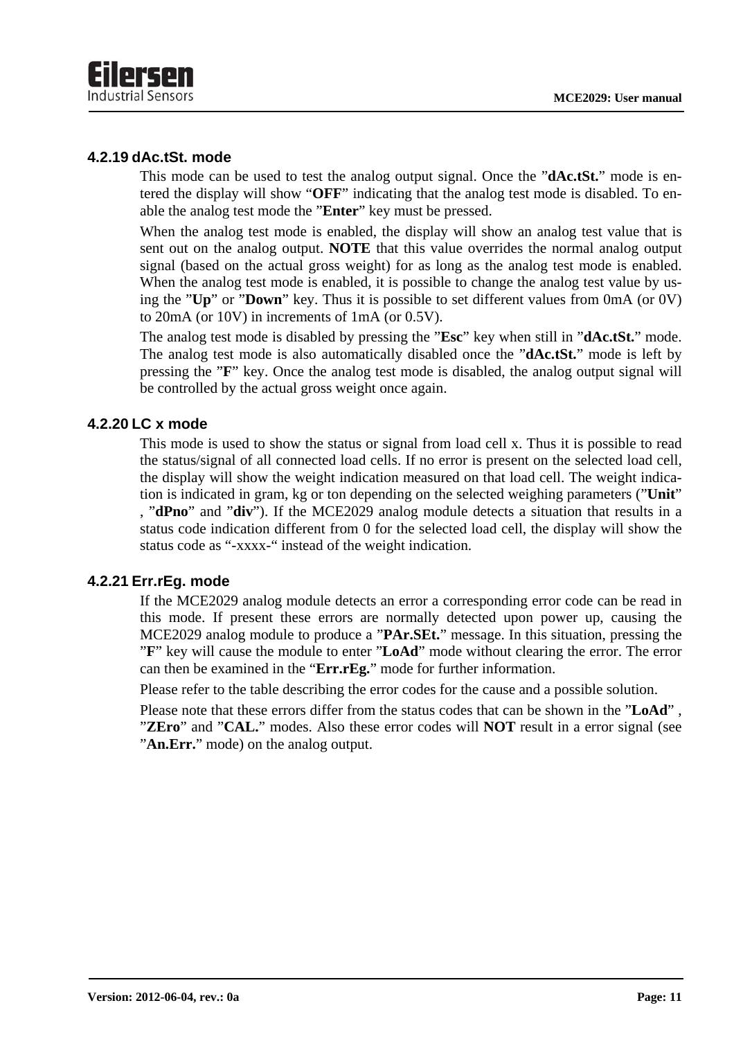### 4.2.19 dAc.tSt. mode

This mode can be used to test the analog output signal. Once the ”**dAc.tSt.**” mode is entered the display will show “**OFF**” indicating that the analog test mode is disabled. To enable the analog test mode the ”**Enter**” key must be pressed.

When the analog test mode is enabled, the display will show an analog test value that is sent out on the analog output. **NOTE** that this value overrides the normal analog output signal (based on the actual gross weight) for as long as the analog test mode is enabled. When the analog test mode is enabled, it is possible to change the analog test value by using the ”**Up**” or ”**Down**” key. Thus it is possible to set different values from 0mA (or 0V) to 20mA (or 10V) in increments of 1mA (or 0.5V).

The analog test mode is disabled by pressing the ”**Esc**” key when still in ”**dAc.tSt.**” mode. The analog test mode is also automatically disabled once the ”**dAc.tSt.**” mode is left by pressing the ”**F**” key. Once the analog test mode is disabled, the analog output signal will be controlled by the actual gross weight once again.

### 4.2.20 LC x mode

This mode is used to show the status or signal from load cell x. Thus it is possible to read the status/signal of all connected load cells. If no error is present on the selected load cell, the display will show the weight indication measured on that load cell. The weight indication is indicated in gram, kg or ton depending on the selected weighing parameters (”**Unit**” , ”**dPno**” and ”**div**”). If the MCE2029 analog module detects a situation that results in a status code indication different from 0 for the selected load cell, the display will show the status code as “-xxxx-“ instead of the weight indication.

### 4.2.21 Err.rEg. mode

If the MCE2029 analog module detects an error a corresponding error code can be read in this mode. If present these errors are normally detected upon power up, causing the MCE2029 analog module to produce a ”**PAr.SEt.**” message. In this situation, pressing the ”**F**” key will cause the module to enter ”**LoAd**” mode without clearing the error. The error can then be examined in the “**Err.rEg.**” mode for further information.

Please refer to the table describing the error codes for the cause and a possible solution.

Please note that these errors differ from the status codes that can be shown in the ”**LoAd**” , ”**ZEro**” and ”**CAL.**” modes. Also these error codes will **NOT** result in a error signal (see ”**An.Err.**” mode) on the analog output.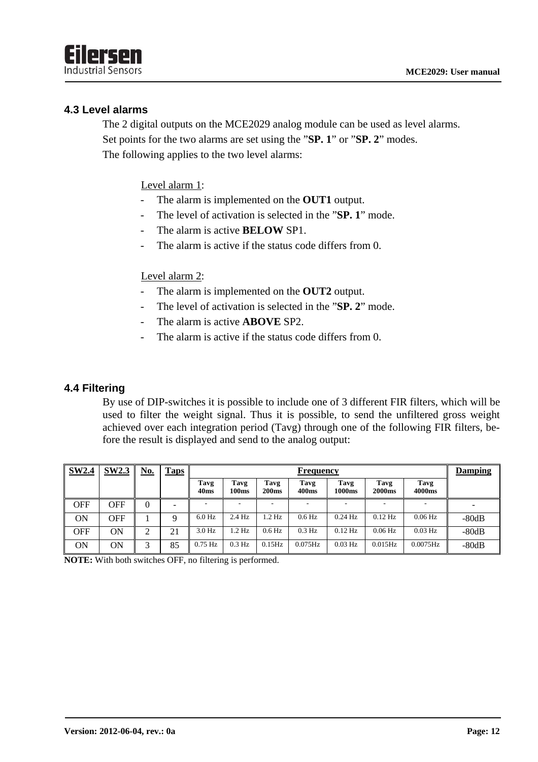## 4.3 Level alarms

The 2 digital outputs on the MCE2029 analog module can be used as level alarms.
Set points for the two alarms are set using the "**SP. 1**" or "**SP. 2**" modes.
The following applies to the two level alarms:

Level alarm 1:

- The alarm is implemented on the **OUT1** output.
- The level of activation is selected in the "**SP. 1**" mode.
- The alarm is active **BELOW** SP1.
- The alarm is active if the status code differs from 0.

Level alarm 2:

- The alarm is implemented on the **OUT2** output.
- The level of activation is selected in the "**SP. 2**" mode.
- The alarm is active **ABOVE** SP2.
- The alarm is active if the status code differs from 0.

## 4.4 Filtering

By use of DIP-switches it is possible to include one of 3 different FIR filters, which will be used to filter the weight signal. Thus it is possible, to send the unfiltered gross weight achieved over each integration period (Tavg) through one of the following FIR filters, before the result is displayed and send to the analog output:

| SW2.4 | SW2.3 | No. | Taps | Frequency | | | | | | | Damping |
|---|---|---|---|---|---|---|---|---|---|---|---|
| | | | | Tavg 40ms | Tavg 100ms | Tavg 200ms | Tavg 400ms | Tavg 1000ms | Tavg 2000ms | Tavg 4000ms | |
| OFF | OFF | 0 | - | - | - | - | - | - | - | - | - |
| ON | OFF | 1 | 9 | 6.0 Hz | 2.4 Hz | 1.2 Hz | 0.6 Hz | 0.24 Hz | 0.12 Hz | 0.06 Hz | -80dB |
| OFF | ON | 2 | 21 | 3.0 Hz | 1.2 Hz | 0.6 Hz | 0.3 Hz | 0.12 Hz | 0.06 Hz | 0.03 Hz | -80dB |
| ON | ON | 3 | 85 | 0.75 Hz | 0.3 Hz | 0.15Hz | 0.075Hz | 0.03 Hz | 0.015Hz | 0.0075Hz | -80dB |

**NOTE:** With both switches OFF, no filtering is performed.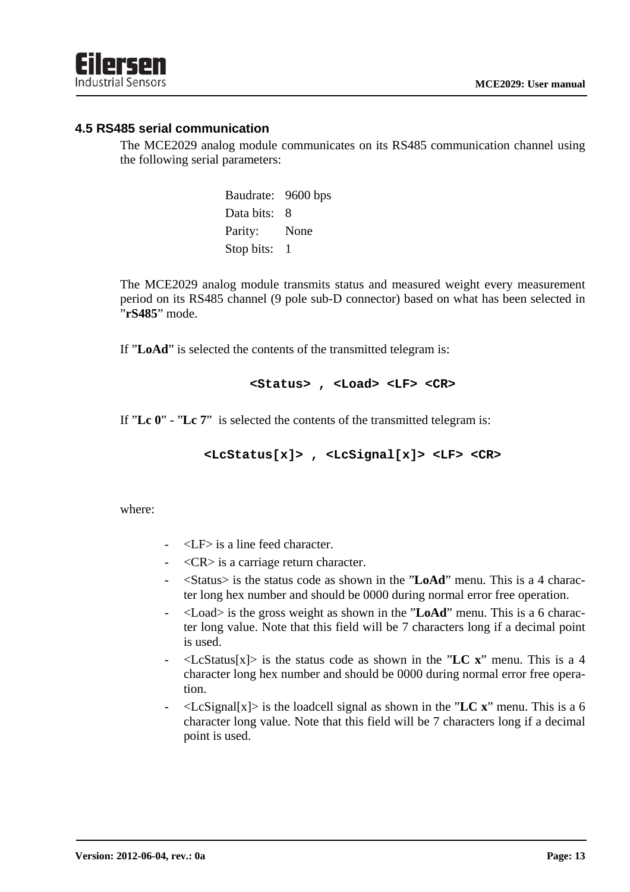## 4.5 RS485 serial communication

The MCE2029 analog module communicates on its RS485 communication channel using the following serial parameters:

| | |
|---|---|
| Baudrate: | 9600 bps |
| Data bits: | 8 |
| Parity: | None |
| Stop bits: | 1 |

The MCE2029 analog module transmits status and measured weight every measurement period on its RS485 channel (9 pole sub-D connector) based on what has been selected in "**rS485**" mode.

If "**LoAd**" is selected the contents of the transmitted telegram is:

```
<Status> , <Load> <LF> <CR>
```

If "**Lc 0**" - "**Lc 7**"  is selected the contents of the transmitted telegram is:

```
<LcStatus[x]> , <LcSignal[x]> <LF> <CR>
```

where:

- <LF> is a line feed character.
- <CR> is a carriage return character.
- <Status> is the status code as shown in the "**LoAd**" menu. This is a 4 character long hex number and should be 0000 during normal error free operation.
- <Load> is the gross weight as shown in the "**LoAd**" menu. This is a 6 character long value. Note that this field will be 7 characters long if a decimal point is used.
- <LcStatus[x]> is the status code as shown in the "**LC x**" menu. This is a 4 character long hex number and should be 0000 during normal error free operation.
- <LcSignal[x]> is the loadcell signal as shown in the "**LC x**" menu. This is a 6 character long value. Note that this field will be 7 characters long if a decimal point is used.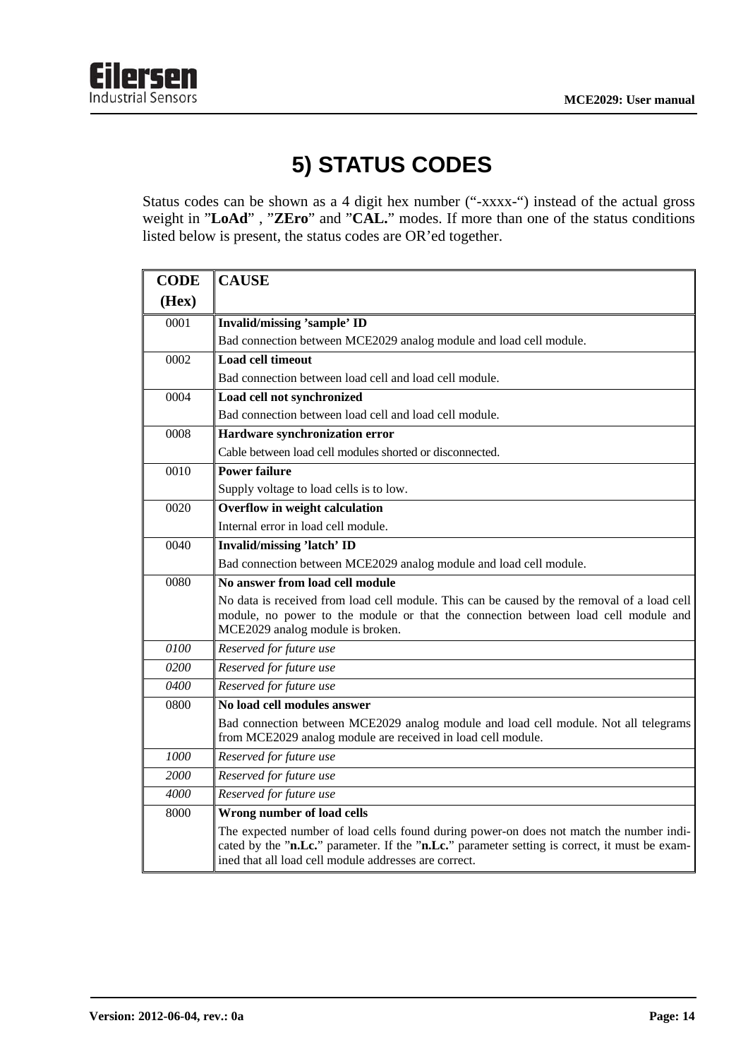# 5) STATUS CODES

Status codes can be shown as a 4 digit hex number ("-xxxx-") instead of the actual gross weight in "**LoAd**" , "**ZEro**" and "**CAL.**" modes. If more than one of the status conditions listed below is present, the status codes are OR'ed together.

| CODE (Hex) | CAUSE |
|---|---|
| 0001 | **Invalid/missing 'sample' ID**<br>Bad connection between MCE2029 analog module and load cell module. |
| 0002 | **Load cell timeout**<br>Bad connection between load cell and load cell module. |
| 0004 | **Load cell not synchronized**<br>Bad connection between load cell and load cell module. |
| 0008 | **Hardware synchronization error**<br>Cable between load cell modules shorted or disconnected. |
| 0010 | **Power failure**<br>Supply voltage to load cells is to low. |
| 0020 | **Overflow in weight calculation**<br>Internal error in load cell module. |
| 0040 | **Invalid/missing 'latch' ID**<br>Bad connection between MCE2029 analog module and load cell module. |
| 0080 | **No answer from load cell module**<br>No data is received from load cell module. This can be caused by the removal of a load cell module, no power to the module or that the connection between load cell module and MCE2029 analog module is broken. |
| *0100* | *Reserved for future use* |
| *0200* | *Reserved for future use* |
| *0400* | *Reserved for future use* |
| 0800 | **No load cell modules answer**<br>Bad connection between MCE2029 analog module and load cell module. Not all telegrams from MCE2029 analog module are received in load cell module. |
| *1000* | *Reserved for future use* |
| *2000* | *Reserved for future use* |
| *4000* | *Reserved for future use* |
| 8000 | **Wrong number of load cells**<br>The expected number of load cells found during power-on does not match the number indicated by the "**n.Lc.**" parameter. If the "**n.Lc.**" parameter setting is correct, it must be examined that all load cell module addresses are correct. |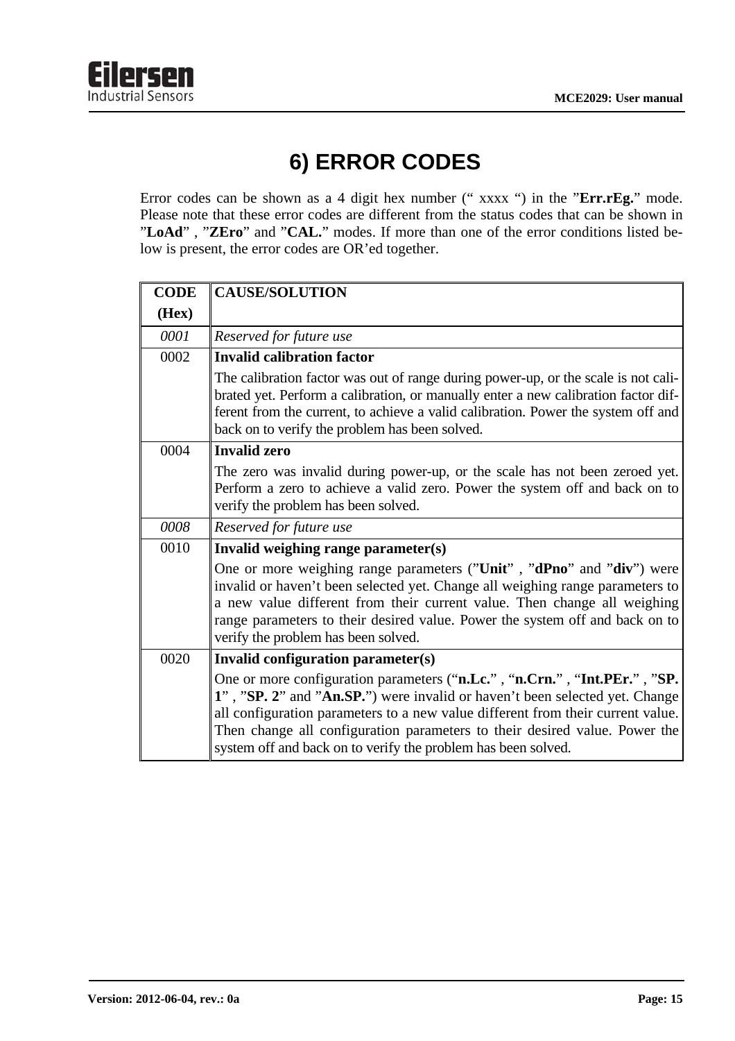# 6) ERROR CODES

Error codes can be shown as a 4 digit hex number (“ xxxx “) in the ”**Err.rEg.**” mode. Please note that these error codes are different from the status codes that can be shown in ”**LoAd**” , ”**ZEro**” and ”**CAL.**” modes. If more than one of the error conditions listed below is present, the error codes are OR’ed together.

| CODE (Hex) | CAUSE/SOLUTION |
|---|---|
| *0001* | *Reserved for future use* |
| 0002 | **Invalid calibration factor**<br>The calibration factor was out of range during power-up, or the scale is not calibrated yet. Perform a calibration, or manually enter a new calibration factor different from the current, to achieve a valid calibration. Power the system off and back on to verify the problem has been solved. |
| 0004 | **Invalid zero**<br>The zero was invalid during power-up, or the scale has not been zeroed yet. Perform a zero to achieve a valid zero. Power the system off and back on to verify the problem has been solved. |
| *0008* | *Reserved for future use* |
| 0010 | **Invalid weighing range parameter(s)**<br>One or more weighing range parameters (”**Unit**” , ”**dPno**” and ”**div**”) were invalid or haven’t been selected yet. Change all weighing range parameters to a new value different from their current value. Then change all weighing range parameters to their desired value. Power the system off and back on to verify the problem has been solved. |
| 0020 | **Invalid configuration parameter(s)**<br>One or more configuration parameters (“**n.Lc.**” , “**n.Crn.**” , “**Int.PEr.**” , ”**SP. 1**” , ”**SP. 2**” and ”**An.SP.**”) were invalid or haven’t been selected yet. Change all configuration parameters to a new value different from their current value. Then change all configuration parameters to their desired value. Power the system off and back on to verify the problem has been solved. |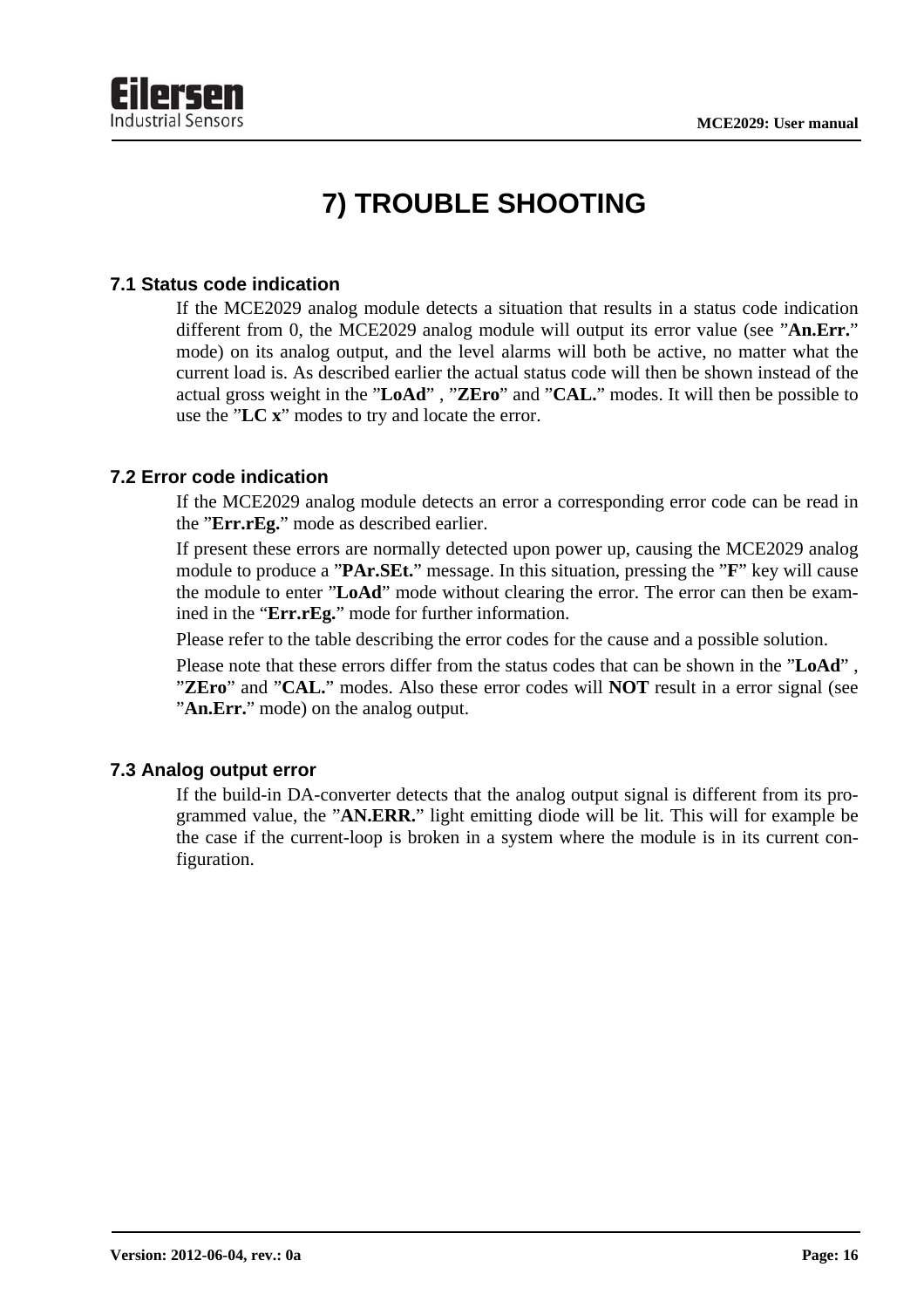# 7) TROUBLE SHOOTING

## 7.1 Status code indication

If the MCE2029 analog module detects a situation that results in a status code indication different from 0, the MCE2029 analog module will output its error value (see "**An.Err.**" mode) on its analog output, and the level alarms will both be active, no matter what the current load is. As described earlier the actual status code will then be shown instead of the actual gross weight in the "**LoAd**" , "**ZEro**" and "**CAL.**" modes. It will then be possible to use the "**LC x**" modes to try and locate the error.

## 7.2 Error code indication

If the MCE2029 analog module detects an error a corresponding error code can be read in the "**Err.rEg.**" mode as described earlier.

If present these errors are normally detected upon power up, causing the MCE2029 analog module to produce a "**PAr.SEt.**" message. In this situation, pressing the "**F**" key will cause the module to enter "**LoAd**" mode without clearing the error. The error can then be examined in the "**Err.rEg.**" mode for further information.

Please refer to the table describing the error codes for the cause and a possible solution.

Please note that these errors differ from the status codes that can be shown in the "**LoAd**" , "**ZEro**" and "**CAL.**" modes. Also these error codes will **NOT** result in a error signal (see "**An.Err.**" mode) on the analog output.

## 7.3 Analog output error

If the build-in DA-converter detects that the analog output signal is different from its programmed value, the "**AN.ERR.**" light emitting diode will be lit. This will for example be the case if the current-loop is broken in a system where the module is in its current configuration.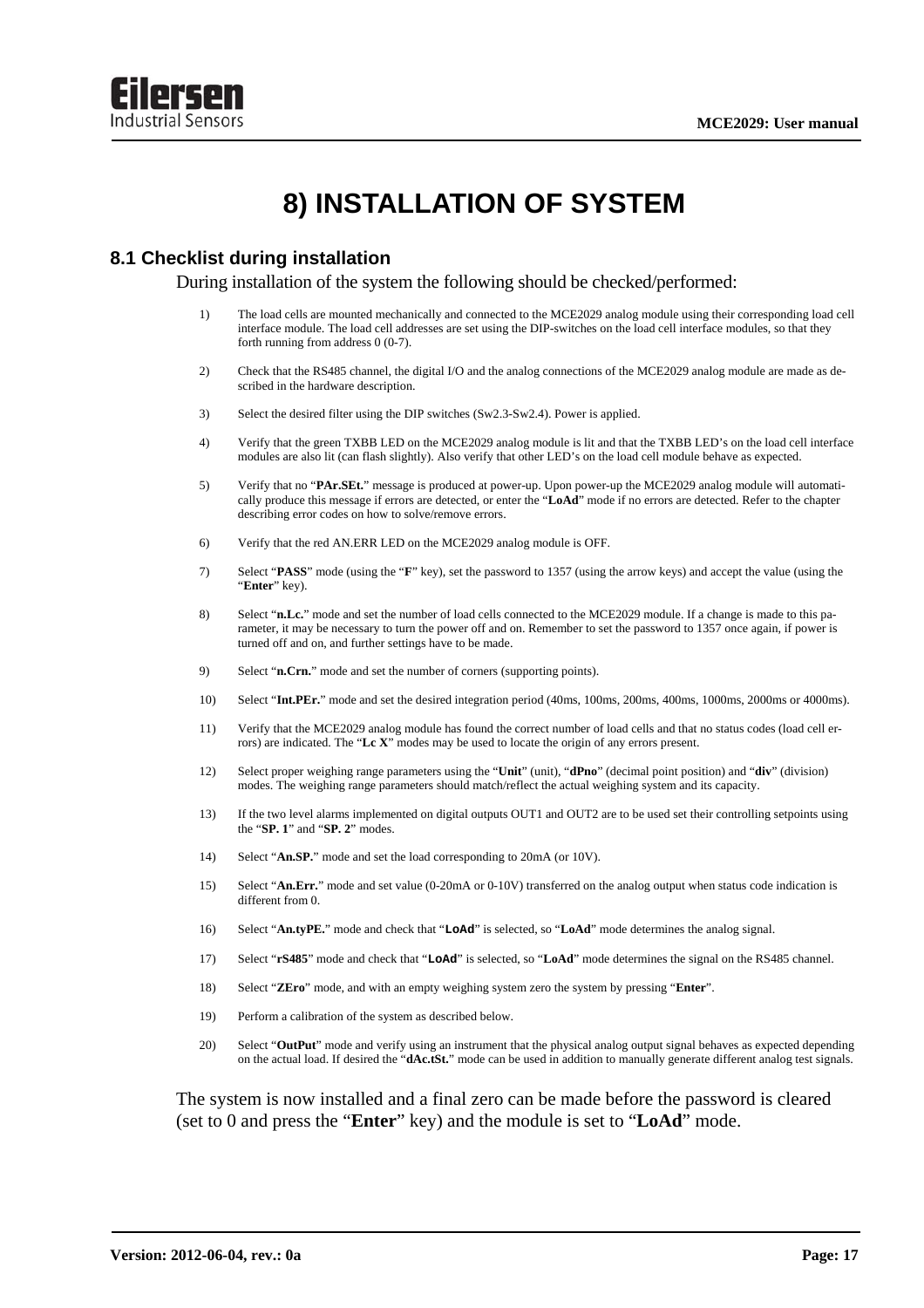# 8) INSTALLATION OF SYSTEM

## 8.1 Checklist during installation

During installation of the system the following should be checked/performed:

1) The load cells are mounted mechanically and connected to the MCE2029 analog module using their corresponding load cell interface module. The load cell addresses are set using the DIP-switches on the load cell interface modules, so that they forth running from address 0 (0-7).

2) Check that the RS485 channel, the digital I/O and the analog connections of the MCE2029 analog module are made as described in the hardware description.

3) Select the desired filter using the DIP switches (Sw2.3-Sw2.4). Power is applied.

4) Verify that the green TXBB LED on the MCE2029 analog module is lit and that the TXBB LED's on the load cell interface modules are also lit (can flash slightly). Also verify that other LED's on the load cell module behave as expected.

5) Verify that no "**PAr.SEt.**" message is produced at power-up. Upon power-up the MCE2029 analog module will automatically produce this message if errors are detected, or enter the "**LoAd**" mode if no errors are detected. Refer to the chapter describing error codes on how to solve/remove errors.

6) Verify that the red AN.ERR LED on the MCE2029 analog module is OFF.

7) Select "**PASS**" mode (using the "**F**" key), set the password to 1357 (using the arrow keys) and accept the value (using the "**Enter**" key).

8) Select "**n.Lc.**" mode and set the number of load cells connected to the MCE2029 module. If a change is made to this parameter, it may be necessary to turn the power off and on. Remember to set the password to 1357 once again, if power is turned off and on, and further settings have to be made.

9) Select "**n.Crn.**" mode and set the number of corners (supporting points).

10) Select "**Int.PEr.**" mode and set the desired integration period (40ms, 100ms, 200ms, 400ms, 1000ms, 2000ms or 4000ms).

11) Verify that the MCE2029 analog module has found the correct number of load cells and that no status codes (load cell errors) are indicated. The "**Lc X**" modes may be used to locate the origin of any errors present.

12) Select proper weighing range parameters using the "**Unit**" (unit), "**dPno**" (decimal point position) and "**div**" (division) modes. The weighing range parameters should match/reflect the actual weighing system and its capacity.

13) If the two level alarms implemented on digital outputs OUT1 and OUT2 are to be used set their controlling setpoints using the "**SP. 1**" and "**SP. 2**" modes.

14) Select "**An.SP.**" mode and set the load corresponding to 20mA (or 10V).

15) Select "**An.Err.**" mode and set value (0-20mA or 0-10V) transferred on the analog output when status code indication is different from 0.

16) Select "**An.tyPE.**" mode and check that "**LoAd**" is selected, so "**LoAd**" mode determines the analog signal.

17) Select "**rS485**" mode and check that "**LoAd**" is selected, so "**LoAd**" mode determines the signal on the RS485 channel.

18) Select "**ZEro**" mode, and with an empty weighing system zero the system by pressing "**Enter**".

19) Perform a calibration of the system as described below.

20) Select "**OutPut**" mode and verify using an instrument that the physical analog output signal behaves as expected depending on the actual load. If desired the "**dAc.tSt.**" mode can be used in addition to manually generate different analog test signals.

The system is now installed and a final zero can be made before the password is cleared (set to 0 and press the "**Enter**" key) and the module is set to "**LoAd**" mode.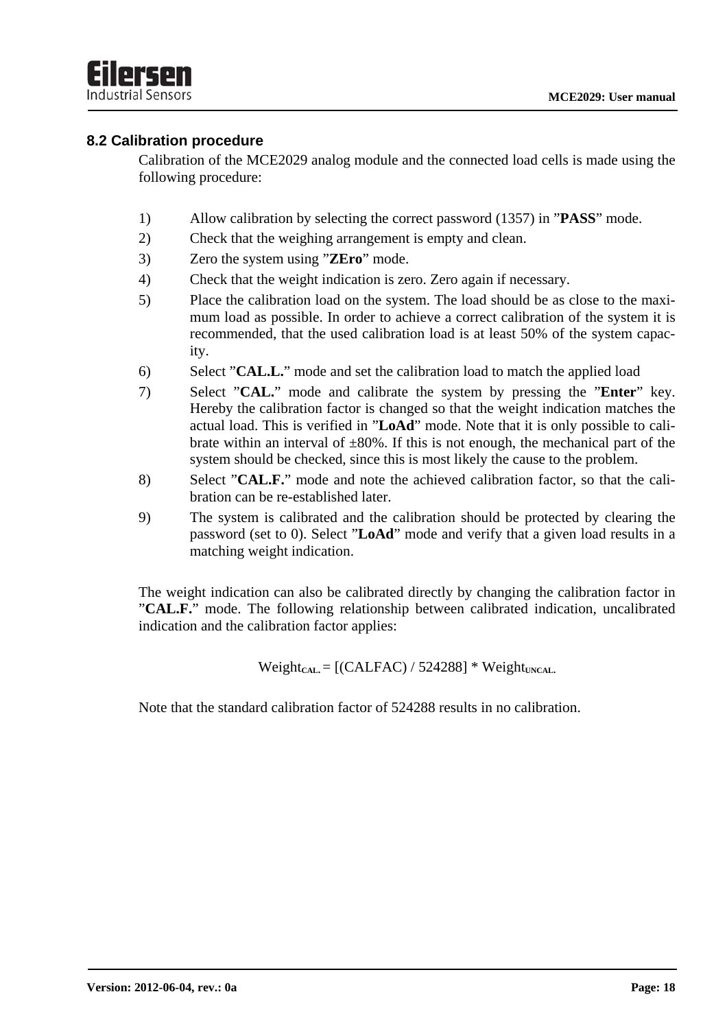## 8.2 Calibration procedure

Calibration of the MCE2029 analog module and the connected load cells is made using the following procedure:

1) Allow calibration by selecting the correct password (1357) in "**PASS**" mode.
2) Check that the weighing arrangement is empty and clean.
3) Zero the system using "**ZEro**" mode.
4) Check that the weight indication is zero. Zero again if necessary.
5) Place the calibration load on the system. The load should be as close to the maximum load as possible. In order to achieve a correct calibration of the system it is recommended, that the used calibration load is at least 50% of the system capacity.
6) Select "**CAL.L.**" mode and set the calibration load to match the applied load
7) Select "**CAL.**" mode and calibrate the system by pressing the "**Enter**" key. Hereby the calibration factor is changed so that the weight indication matches the actual load. This is verified in "**LoAd**" mode. Note that it is only possible to calibrate within an interval of ±80%. If this is not enough, the mechanical part of the system should be checked, since this is most likely the cause to the problem.
8) Select "**CAL.F.**" mode and note the achieved calibration factor, so that the calibration can be re-established later.
9) The system is calibrated and the calibration should be protected by clearing the password (set to 0). Select "**LoAd**" mode and verify that a given load results in a matching weight indication.

The weight indication can also be calibrated directly by changing the calibration factor in "**CAL.F.**" mode. The following relationship between calibrated indication, uncalibrated indication and the calibration factor applies:

$$\text{Weight}_{\text{CAL.}} = [(\text{CALFAC}) / 524288] * \text{Weight}_{\text{UNCAL.}}$$

Note that the standard calibration factor of 524288 results in no calibration.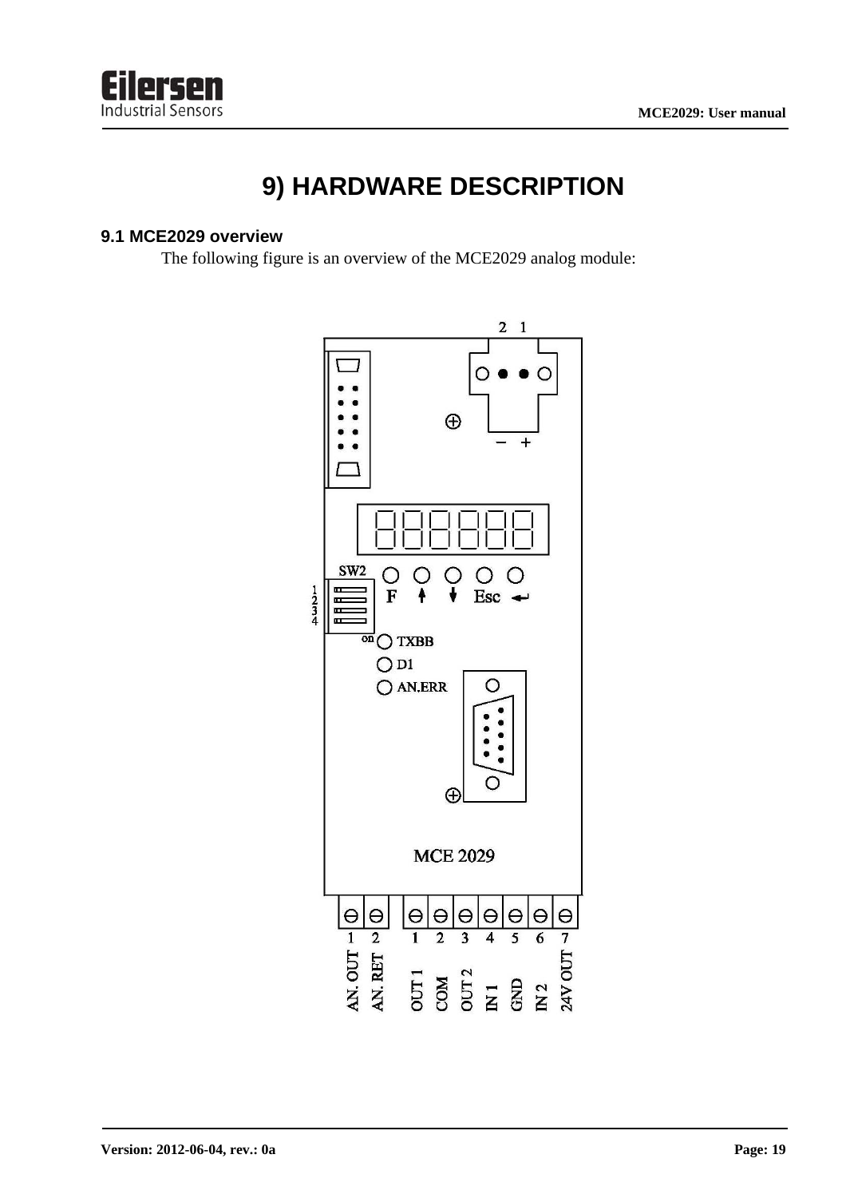# 9) HARDWARE DESCRIPTION

## 9.1 MCE2029 overview

The following figure is an overview of the MCE2029 analog module: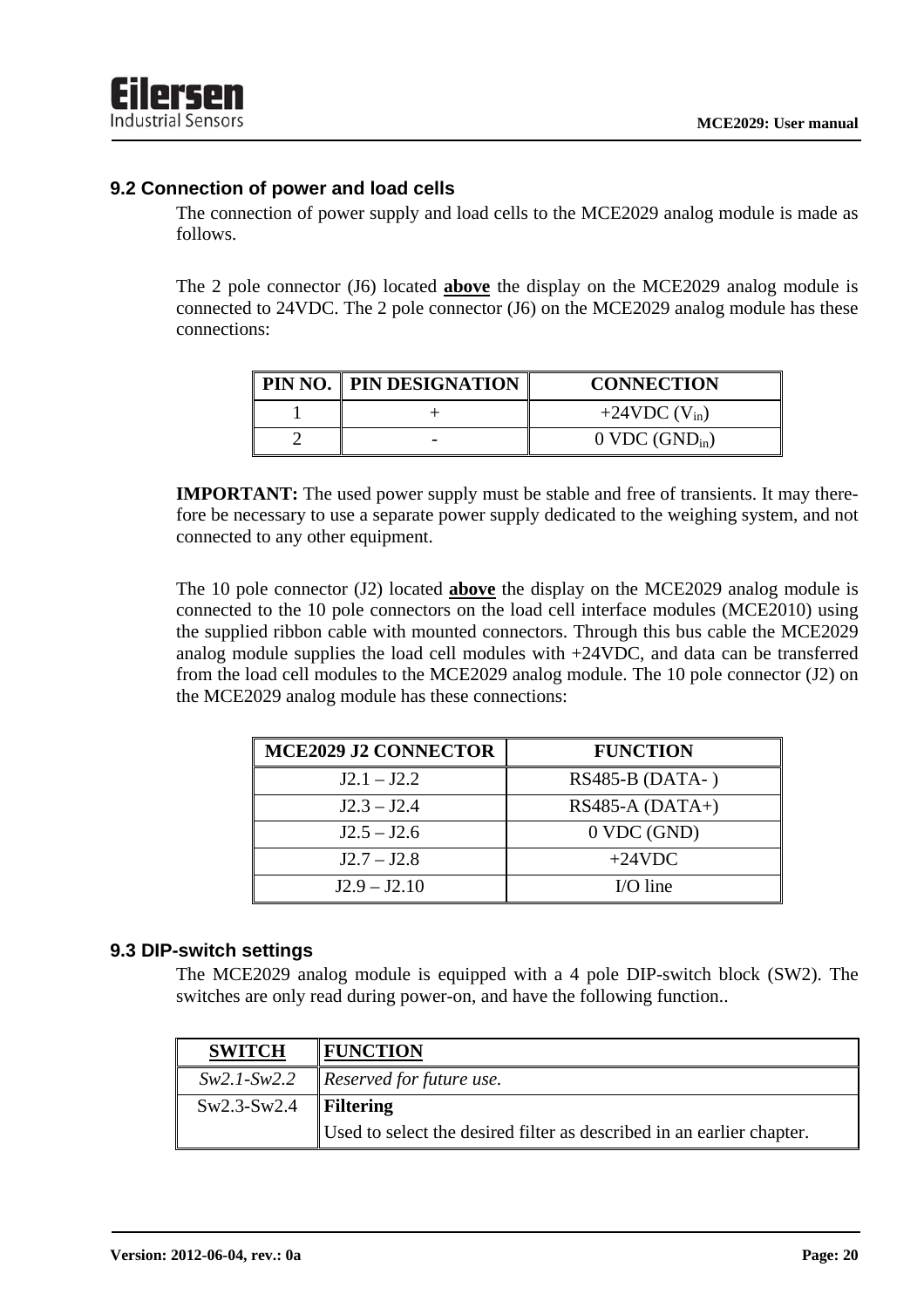## 9.2 Connection of power and load cells

The connection of power supply and load cells to the MCE2029 analog module is made as follows.

The 2 pole connector (J6) located **above** the display on the MCE2029 analog module is connected to 24VDC. The 2 pole connector (J6) on the MCE2029 analog module has these connections:

| PIN NO. | PIN DESIGNATION | CONNECTION |
|---|---|---|
| 1 | + | +24VDC ($V_{in}$) |
| 2 | - | 0 VDC ($GND_{in}$) |

**IMPORTANT:** The used power supply must be stable and free of transients. It may therefore be necessary to use a separate power supply dedicated to the weighing system, and not connected to any other equipment.

The 10 pole connector (J2) located **above** the display on the MCE2029 analog module is connected to the 10 pole connectors on the load cell interface modules (MCE2010) using the supplied ribbon cable with mounted connectors. Through this bus cable the MCE2029 analog module supplies the load cell modules with +24VDC, and data can be transferred from the load cell modules to the MCE2029 analog module. The 10 pole connector (J2) on the MCE2029 analog module has these connections:

| MCE2029 J2 CONNECTOR | FUNCTION |
|---|---|
| J2.1 – J2.2 | RS485-B (DATA- ) |
| J2.3 – J2.4 | RS485-A (DATA+) |
| J2.5 – J2.6 | 0 VDC (GND) |
| J2.7 – J2.8 | +24VDC |
| J2.9 – J2.10 | I/O line |

## 9.3 DIP-switch settings

The MCE2029 analog module is equipped with a 4 pole DIP-switch block (SW2). The switches are only read during power-on, and have the following function..

| SWITCH | FUNCTION |
|---|---|
| *Sw2.1-Sw2.2* | *Reserved for future use.* |
| Sw2.3-Sw2.4 | **Filtering**<br>Used to select the desired filter as described in an earlier chapter. |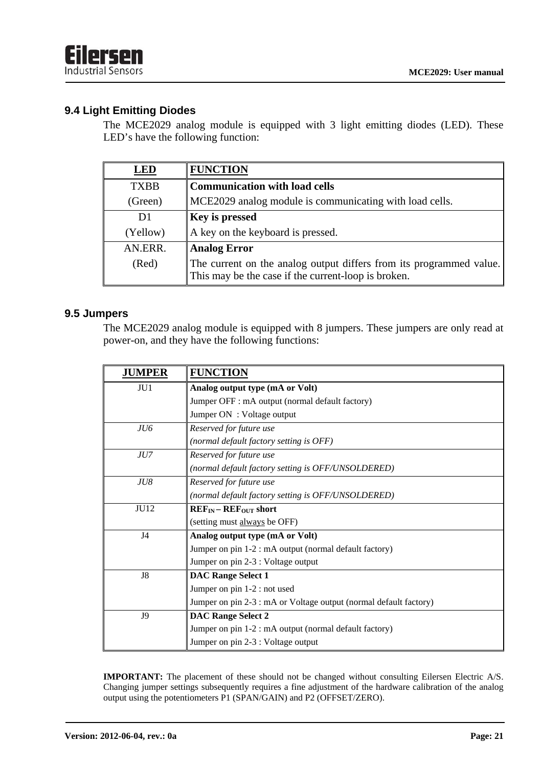## 9.4 Light Emitting Diodes

The MCE2029 analog module is equipped with 3 light emitting diodes (LED). These LED's have the following function:

| LED | FUNCTION |
|---|---|
| TXBB<br>(Green) | **Communication with load cells**<br>MCE2029 analog module is communicating with load cells. |
| D1<br>(Yellow) | **Key is pressed**<br>A key on the keyboard is pressed. |
| AN.ERR.<br>(Red) | **Analog Error**<br>The current on the analog output differs from its programmed value. This may be the case if the current-loop is broken. |

## 9.5 Jumpers

The MCE2029 analog module is equipped with 8 jumpers. These jumpers are only read at power-on, and they have the following functions:

| JUMPER | FUNCTION |
|---|---|
| JU1 | **Analog output type (mA or Volt)**<br>Jumper OFF : mA output (normal default factory)<br>Jumper ON : Voltage output |
| *JU6* | *Reserved for future use*<br>*(normal default factory setting is OFF)* |
| *JU7* | *Reserved for future use*<br>*(normal default factory setting is OFF/UNSOLDERED)* |
| *JU8* | *Reserved for future use*<br>*(normal default factory setting is OFF/UNSOLDERED)* |
| JU12 | **$REF_{IN}$ – $REF_{OUT}$ short**<br>(setting must <u>always</u> be OFF) |
| J4 | **Analog output type (mA or Volt)**<br>Jumper on pin 1-2 : mA output (normal default factory)<br>Jumper on pin 2-3 : Voltage output |
| J8 | **DAC Range Select 1**<br>Jumper on pin 1-2 : not used<br>Jumper on pin 2-3 : mA or Voltage output (normal default factory) |
| J9 | **DAC Range Select 2**<br>Jumper on pin 1-2 : mA output (normal default factory)<br>Jumper on pin 2-3 : Voltage output |

**IMPORTANT:** The placement of these should not be changed without consulting Eilersen Electric A/S. Changing jumper settings subsequently requires a fine adjustment of the hardware calibration of the analog output using the potentiometers P1 (SPAN/GAIN) and P2 (OFFSET/ZERO).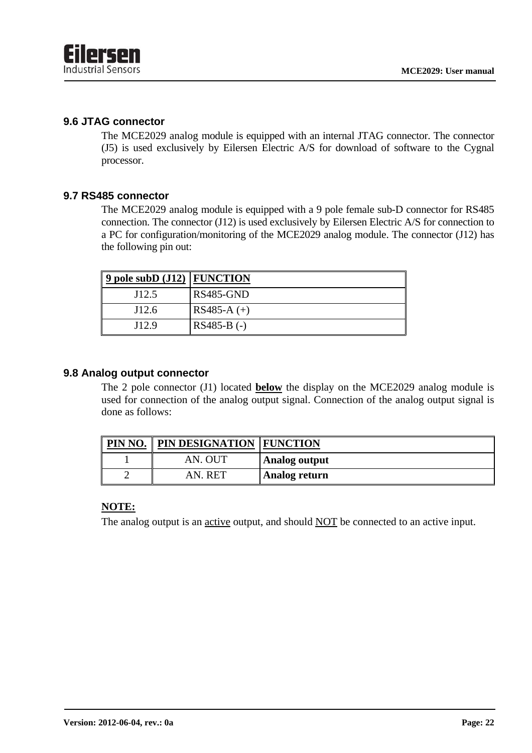## 9.6 JTAG connector

The MCE2029 analog module is equipped with an internal JTAG connector. The connector (J5) is used exclusively by Eilersen Electric A/S for download of software to the Cygnal processor.

## 9.7 RS485 connector

The MCE2029 analog module is equipped with a 9 pole female sub-D connector for RS485 connection. The connector (J12) is used exclusively by Eilersen Electric A/S for connection to a PC for configuration/monitoring of the MCE2029 analog module. The connector (J12) has the following pin out:

| 9 pole subD (J12) | FUNCTION |
|---|---|
| J12.5 | RS485-GND |
| J12.6 | RS485-A (+) |
| J12.9 | RS485-B (-) |

## 9.8 Analog output connector

The 2 pole connector (J1) located **below** the display on the MCE2029 analog module is used for connection of the analog output signal. Connection of the analog output signal is done as follows:

| PIN NO. | PIN DESIGNATION | FUNCTION |
|---|---|---|
| 1 | AN. OUT | **Analog output** |
| 2 | AN. RET | **Analog return** |

**NOTE:**

The analog output is an active output, and should NOT be connected to an active input.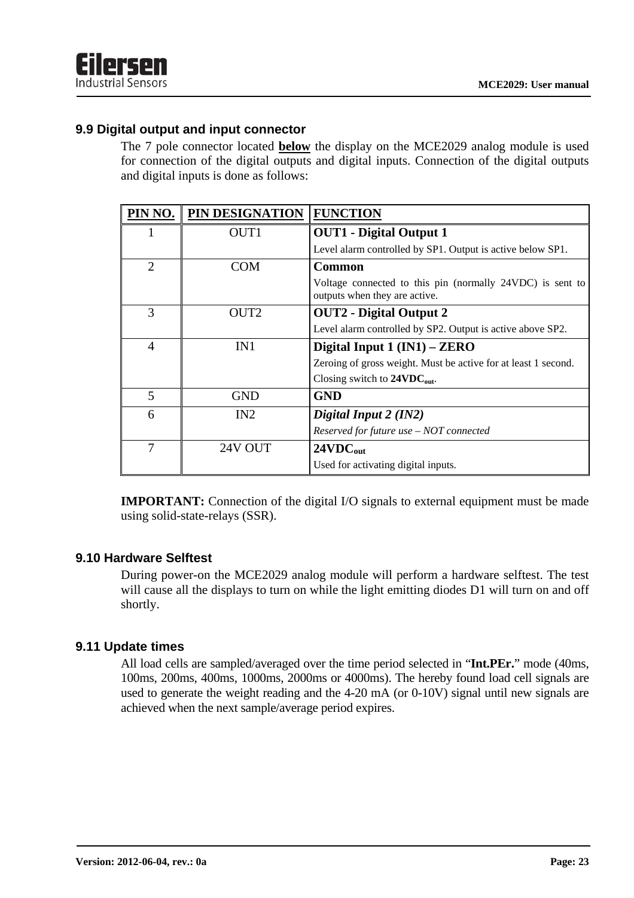## 9.9 Digital output and input connector

The 7 pole connector located **below** the display on the MCE2029 analog module is used for connection of the digital outputs and digital inputs. Connection of the digital outputs and digital inputs is done as follows:

| PIN NO. | PIN DESIGNATION | FUNCTION |
|---|---|---|
| 1 | OUT1 | **OUT1 - Digital Output 1**<br>Level alarm controlled by SP1. Output is active below SP1. |
| 2 | COM | **Common**<br>Voltage connected to this pin (normally 24VDC) is sent to outputs when they are active. |
| 3 | OUT2 | **OUT2 - Digital Output 2**<br>Level alarm controlled by SP2. Output is active above SP2. |
| 4 | IN1 | **Digital Input 1 (IN1) – ZERO**<br>Zeroing of gross weight. Must be active for at least 1 second.<br>Closing switch to **$24VDC_{out}$**. |
| 5 | GND | **GND** |
| 6 | IN2 | ***Digital Input 2 (IN2)***<br>*Reserved for future use – NOT connected* |
| 7 | 24V OUT | **$24VDC_{out}$**<br>Used for activating digital inputs. |

**IMPORTANT:** Connection of the digital I/O signals to external equipment must be made using solid-state-relays (SSR).

## 9.10 Hardware Selftest

During power-on the MCE2029 analog module will perform a hardware selftest. The test will cause all the displays to turn on while the light emitting diodes D1 will turn on and off shortly.

## 9.11 Update times

All load cells are sampled/averaged over the time period selected in "**Int.PEr.**" mode (40ms, 100ms, 200ms, 400ms, 1000ms, 2000ms or 4000ms). The hereby found load cell signals are used to generate the weight reading and the 4-20 mA (or 0-10V) signal until new signals are achieved when the next sample/average period expires.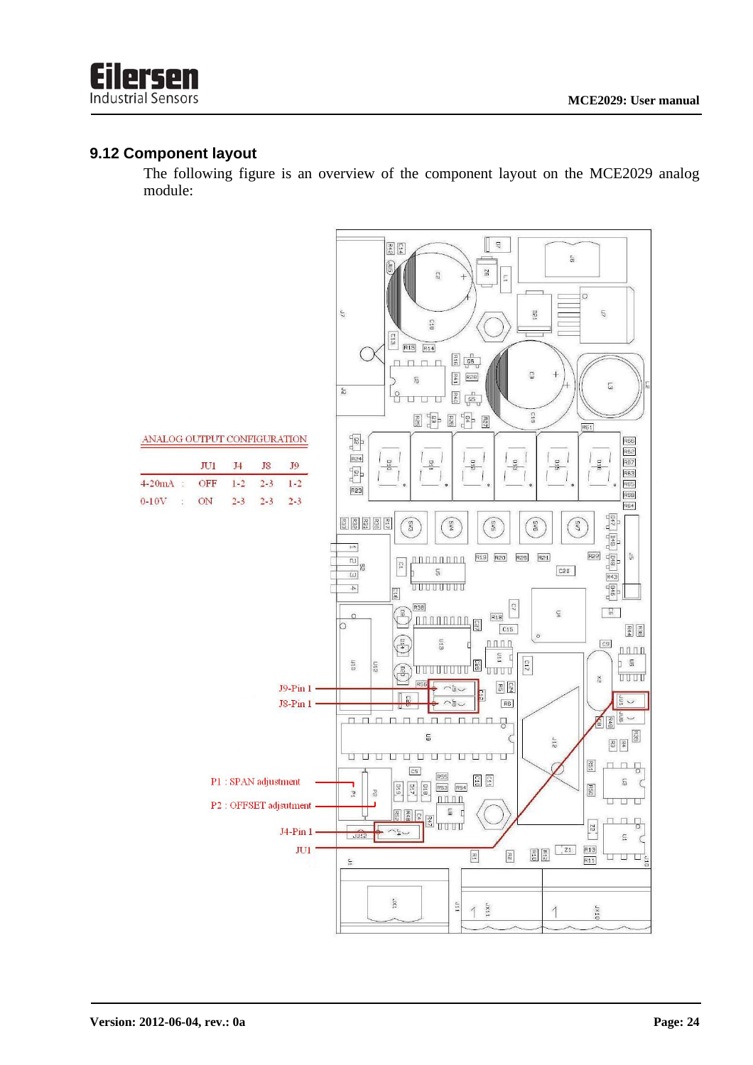## 9.12 Component layout

The following figure is an overview of the component layout on the MCE2029 analog module:

ANALOG OUTPUT CONFIGURATION

| | JU1 | J4 | J8 | J9 |
|---|---|---|---|---|
| 4-20mA : | OFF | 1-2 | 2-3 | 1-2 |
| 0-10V : | ON | 2-3 | 2-3 | 2-3 |

J9-Pin 1

J8-Pin 1

P1 : SPAN adjustment

P2 : OFFSET adjustment

J4-Pin 1

JU1